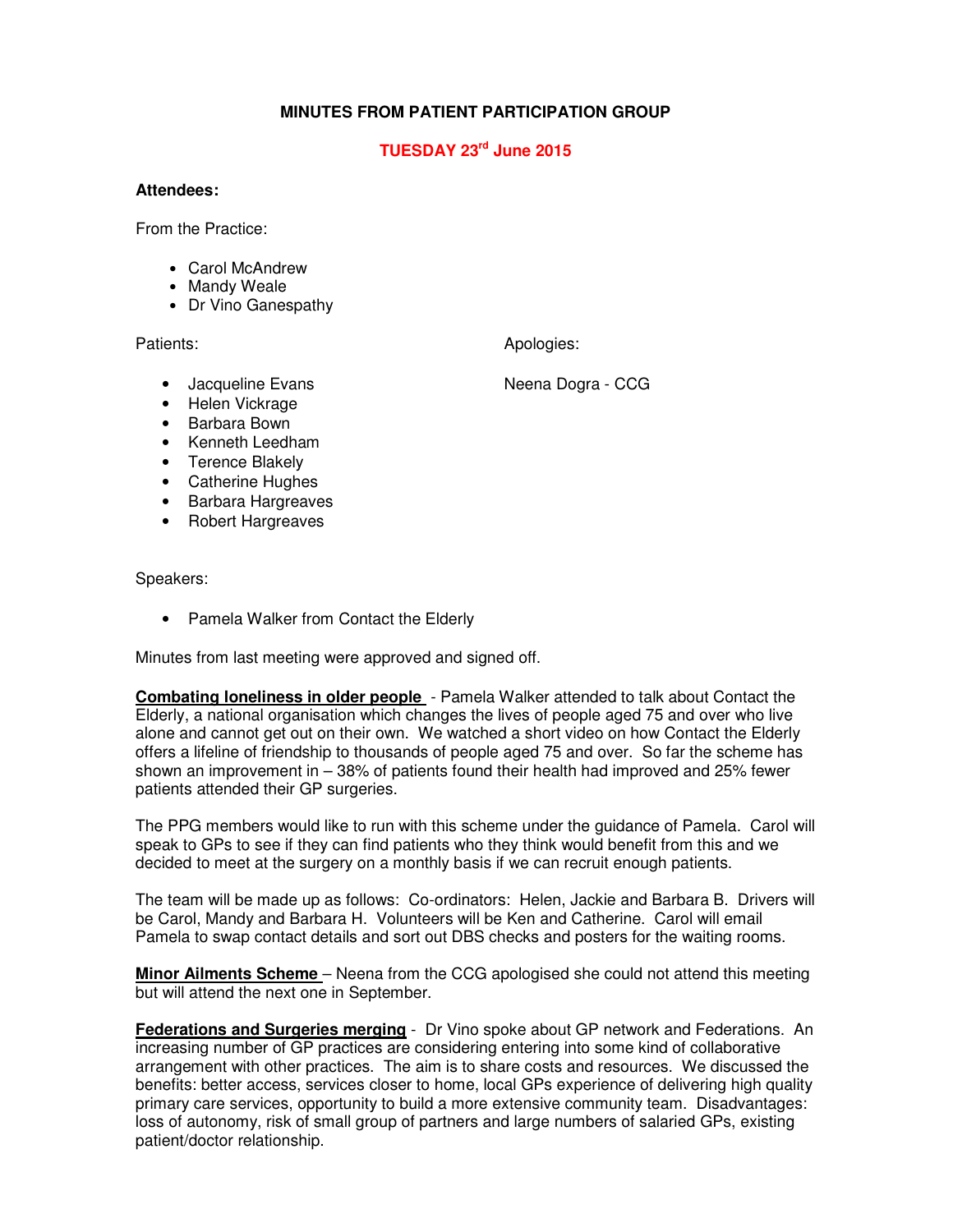# MINUTES FROM PATIENT PARTICIPATION GROUP

## TUESDAY 23rd June 2015

**Attendees:**

From the Practice:

- Carol McAndrew
- Mandy Weale
- Dr Vino Ganespathy

Patients:

- Jacqueline Evans
- Helen Vickrage
- Barbara Bown
- Kenneth Leedham
- Terence Blakely
- Catherine Hughes
- Barbara Hargreaves
- Robert Hargreaves

Apologies:

Neena Dogra - CCG

Speakers:

- Pamela Walker from Contact the Elderly

Minutes from last meeting were approved and signed off.

**Combating loneliness in older people** - Pamela Walker attended to talk about Contact the Elderly, a national organisation which changes the lives of people aged 75 and over who live alone and cannot get out on their own. We watched a short video on how Contact the Elderly offers a lifeline of friendship to thousands of people aged 75 and over. So far the scheme has shown an improvement in – 38% of patients found their health had improved and 25% fewer patients attended their GP surgeries.

The PPG members would like to run with this scheme under the guidance of Pamela. Carol will speak to GPs to see if they can find patients who they think would benefit from this and we decided to meet at the surgery on a monthly basis if we can recruit enough patients.

The team will be made up as follows: Co-ordinators: Helen, Jackie and Barbara B. Drivers will be Carol, Mandy and Barbara H. Volunteers will be Ken and Catherine. Carol will email Pamela to swap contact details and sort out DBS checks and posters for the waiting rooms.

**Minor Ailments Scheme** – Neena from the CCG apologised she could not attend this meeting but will attend the next one in September.

**Federations and Surgeries merging** - Dr Vino spoke about GP network and Federations. An increasing number of GP practices are considering entering into some kind of collaborative arrangement with other practices. The aim is to share costs and resources. We discussed the benefits: better access, services closer to home, local GPs experience of delivering high quality primary care services, opportunity to build a more extensive community team. Disadvantages: loss of autonomy, risk of small group of partners and large numbers of salaried GPs, existing patient/doctor relationship.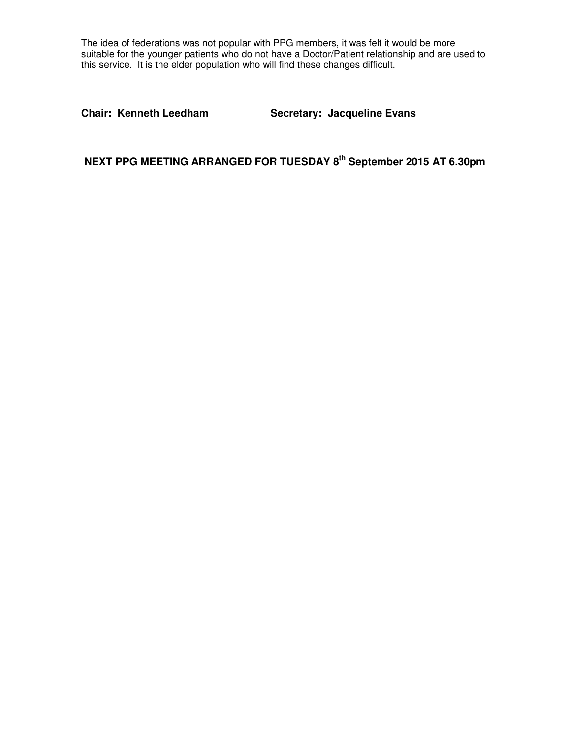The idea of federations was not popular with PPG members, it was felt it would be more suitable for the younger patients who do not have a Doctor/Patient relationship and are used to this service. It is the elder population who will find these changes difficult.

**Chair: Kenneth Leedham** **Secretary: Jacqueline Evans**

**NEXT PPG MEETING ARRANGED FOR TUESDAY 8th September 2015 AT 6.30pm**